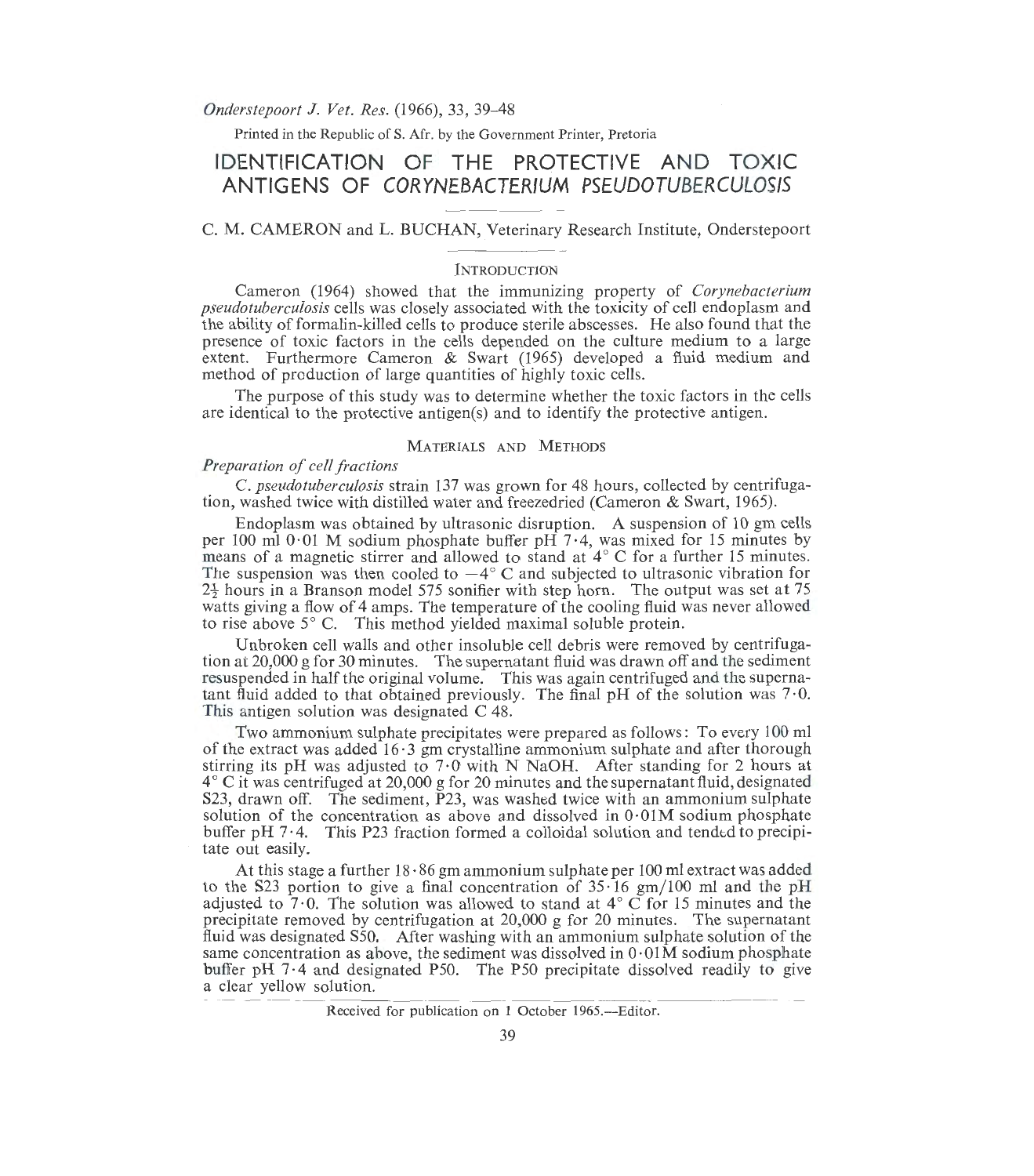# IDENTIFICATION OF THE PROTECTIVE AND TOXIC ANTIGENS OF *CORYNEBACTERIUM PSEUDOTUBERCULOSIS*

C. M. CAMERON and L. BUCHAN, Veterinary Research Institute, Onderstepoort

## INTRODUCTION

Cameron (1964) showed that the immunizing property of *Corynebacterium pseudotuberculosis* cells was closely associated with the toxicity of cell endoplasm and the ability of formalin-killed cells to produce sterile abscesses. He also found that the presence of toxic factors in the cells depended on the culture medium to a large extent. Furthermore Cameron & Swart (1965) developed a fluid medium and method of production of large quantities of highly toxic cells.

The purpose of this study was to determine whether the toxic factors in the cells are identical to the protective antigen(s) and to identify the protective antigen.

## MATERIALS AND METHODS

### *Preparation of cell fractions*

*C. pseudotuberculosis* strain 137 was grown for 48 hours, collected by centrifugation, washed twice with distilled water and freezedried (Cameron & Swart, 1965).

Endoplasm was obtained by ultrasonic disruption. A suspension of 10 gm cells per 100 ml 0·01 M sodium phosphate buffer pH 7·4, was mixed for 15 minutes by means of a magnetic stirrer and allowed to stand at 4° C for a further 15 minutes. The suspension was then cooled to −4° C and subjected to ultrasonic vibration for $2\frac{1}{2}$ hours in a Branson model 575 sonifier with step horn. The output was set at 75 watts giving a flow of 4 amps. The temperature of the cooling fluid was never allowed to rise above 5° C. This method yielded maximal soluble protein.

Unbroken cell walls and other insoluble cell debris were removed by centrifugation at 20,000 g for 30 minutes. The supernatant fluid was drawn off and the sediment resuspended in half the original volume. This was again centrifuged and the supernatant fluid added to that obtained previously. The final pH of the solution was 7·0. This antigen solution was designated C 48.

Two ammonium sulphate precipitates were prepared as follows: To every 100 ml of the extract was added 16·3 gm crystalline ammonium sulphate and after thorough stirring its pH was adjusted to 7·0 with N NaOH. After standing for 2 hours at 4° C it was centrifuged at 20,000 g for 20 minutes and the supernatant fluid, designated S23, drawn off. The sediment, P23, was washed twice with an ammonium sulphate solution of the concentration as above and dissolved in 0·01M sodium phosphate buffer pH 7·4. This P23 fraction formed a colloidal solution and tended to precipitate out easily.

At this stage a further 18·86 gm ammonium sulphate per 100 ml extract was added to the S23 portion to give a final concentration of 35·16 gm/100 ml and the pH adjusted to 7·0. The solution was allowed to stand at 4° C for 15 minutes and the precipitate removed by centrifugation at 20,000 g for 20 minutes. The supernatant fluid was designated S50. After washing with an ammonium sulphate solution of the same concentration as above, the sediment was dissolved in 0·01M sodium phosphate buffer pH 7·4 and designated P50. The P50 precipitate dissolved readily to give a clear yellow solution.

Received for publication on 1 October 1965.—Editor.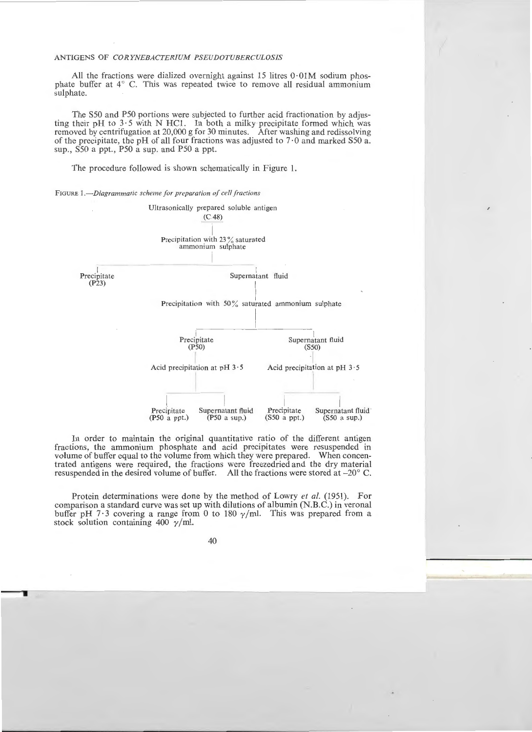All the fractions were dialized overnight against 15 litres 0·01M sodium phosphate buffer at 4° C. This was repeated twice to remove all residual ammonium sulphate.

The S50 and P50 portions were subjected to further acid fractionation by adjusting their pH to 3·5 with N HCl. In both a milky precipitate formed which was removed by centrifugation at 20,000 g for 30 minutes. After washing and redissolving of the precipitate, the pH of all four fractions was adjusted to 7·0 and marked S50 a. sup., S50 a ppt., P50 a sup. and P50 a ppt.

The procedure followed is shown schematically in Figure 1.

FIGURE 1.—*Diagrammatic scheme for preparation of cell fractions*

```
                    Ultrasonically prepared soluble antigen
                                  (C 48)
                                    |
                    Precipitation with 23% saturated
                           ammonium sulphate
                                    |
        ------------------------------------------------
        |                                              |
   Precipitate                                 Supernatant fluid
     (P23)                                             |
                    Precipitation with 50% saturated ammonium sulphate
                                                       |
                          --------------------------------------------
                          |                                          |
                     Precipitate                             Supernatant fluid
                       (P50)                                      (S50)
                          |                                          |
            Acid precipitation at pH 3·5              Acid precipitation at pH 3·5
                          |                                          |
                 -------------------                      -------------------
                 |                 |                      |                 |
            Precipitate   Supernatant fluid         Precipitate   Supernatant fluid
           (P50 a ppt.)     (P50 a sup.)           (S50 a ppt.)     (S50 a sup.)
```

In order to maintain the original quantitative ratio of the different antigen fractions, the ammonium phosphate and acid precipitates were resuspended in volume of buffer equal to the volume from which they were prepared. When concentrated antigens were required, the fractions were freezedried and the dry material resuspended in the desired volume of buffer. All the fractions were stored at –20° C.

Protein determinations were done by the method of Lowry *et al.* (1951). For comparison a standard curve was set up with dilutions of albumin (N.B.C.) in veronal buffer pH 7·3 covering a range from 0 to 180 $\gamma$/ml. This was prepared from a stock solution containing 400 $\gamma$/ml.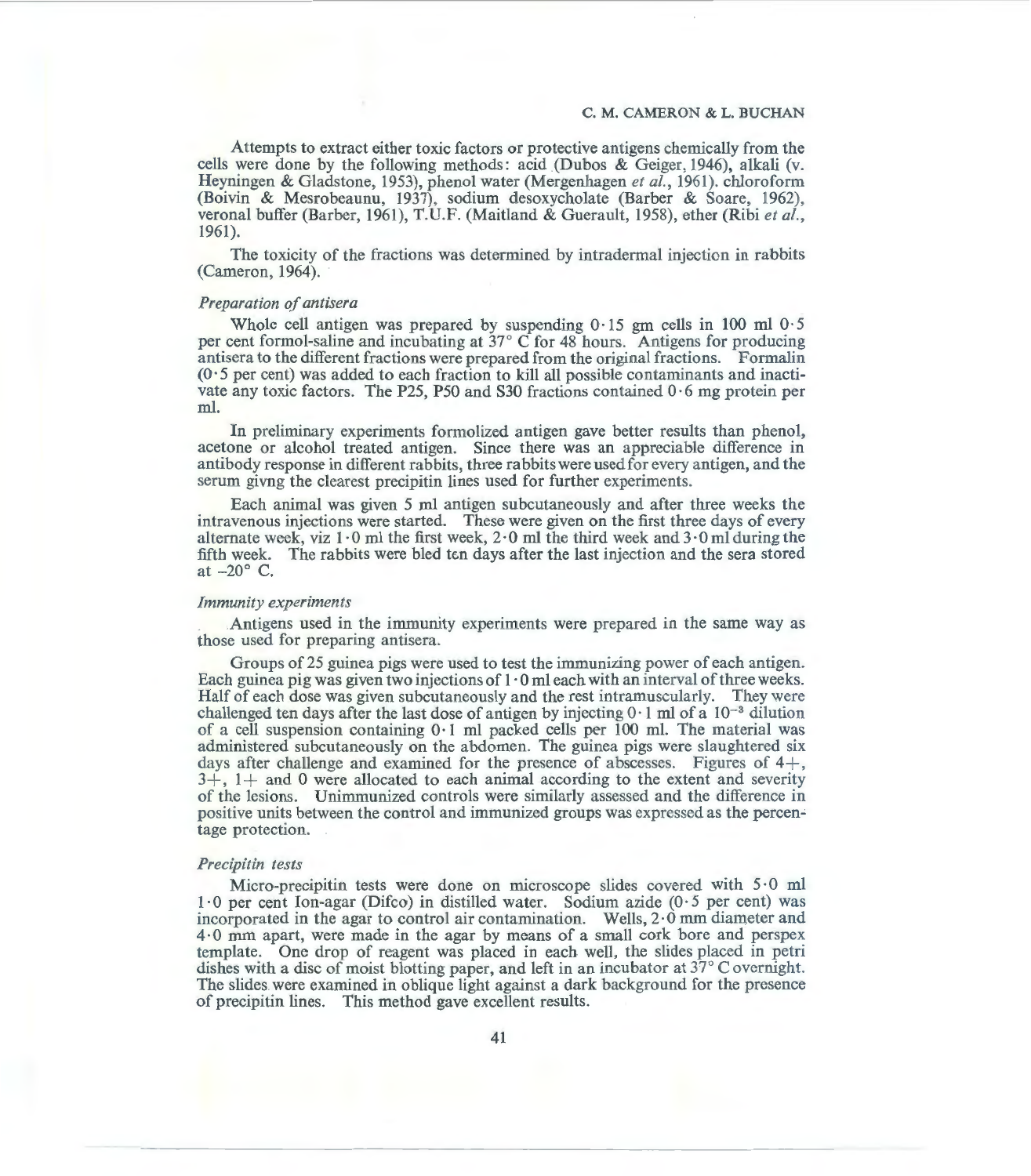Attempts to extract either toxic factors or protective antigens chemically from the cells were done by the following methods: acid (Dubos & Geiger, 1946), alkali (v. Heyningen & Gladstone, 1953), phenol water (Mergenhagen *et al.*, 1961). chloroform (Boivin & Mesrobeaunu, 1937), sodium desoxycholate (Barber & Soare, 1962), veronal buffer (Barber, 1961), T.U.F. (Maitland & Guerault, 1958), ether (Ribi *et al.*, 1961).

The toxicity of the fractions was determined by intradermal injection in rabbits (Cameron, 1964).

### *Preparation of antisera*

Whole cell antigen was prepared by suspending 0·15 gm cells in 100 ml 0·5 per cent formol-saline and incubating at 37° C for 48 hours. Antigens for producing antisera to the different fractions were prepared from the original fractions. Formalin (0·5 per cent) was added to each fraction to kill all possible contaminants and inactivate any toxic factors. The P25, P50 and S30 fractions contained 0·6 mg protein per ml.

In preliminary experiments formolized antigen gave better results than phenol, acetone or alcohol treated antigen. Since there was an appreciable difference in antibody response in different rabbits, three rabbits were used for every antigen, and the serum givng the clearest precipitin lines used for further experiments.

Each animal was given 5 ml antigen subcutaneously and after three weeks the intravenous injections were started. These were given on the first three days of every alternate week, viz 1·0 ml the first week, 2·0 ml the third week and 3·0 ml during the fifth week. The rabbits were bled ten days after the last injection and the sera stored at –20° C.

### *Immunity experiments*

Antigens used in the immunity experiments were prepared in the same way as those used for preparing antisera.

Groups of 25 guinea pigs were used to test the immunizing power of each antigen. Each guinea pig was given two injections of 1·0 ml each with an interval of three weeks. Half of each dose was given subcutaneously and the rest intramuscularly. They were challenged ten days after the last dose of antigen by injecting 0·1 ml of a $10^{-3}$ dilution of a cell suspension containing 0·1 ml packed cells per 100 ml. The material was administered subcutaneously on the abdomen. The guinea pigs were slaughtered six days after challenge and examined for the presence of abscesses. Figures of 4+, 3+, 1+ and 0 were allocated to each animal according to the extent and severity of the lesions. Unimmunized controls were similarly assessed and the difference in positive units between the control and immunized groups was expressed as the percentage protection.

### *Precipitin tests*

Micro-precipitin tests were done on microscope slides covered with 5·0 ml 1·0 per cent Ion-agar (Difco) in distilled water. Sodium azide (0·5 per cent) was incorporated in the agar to control air contamination. Wells, 2·0 mm diameter and 4·0 mm apart, were made in the agar by means of a small cork bore and perspex template. One drop of reagent was placed in each well, the slides placed in petri dishes with a disc of moist blotting paper, and left in an incubator at 37° C overnight. The slides were examined in oblique light against a dark background for the presence of precipitin lines. This method gave excellent results.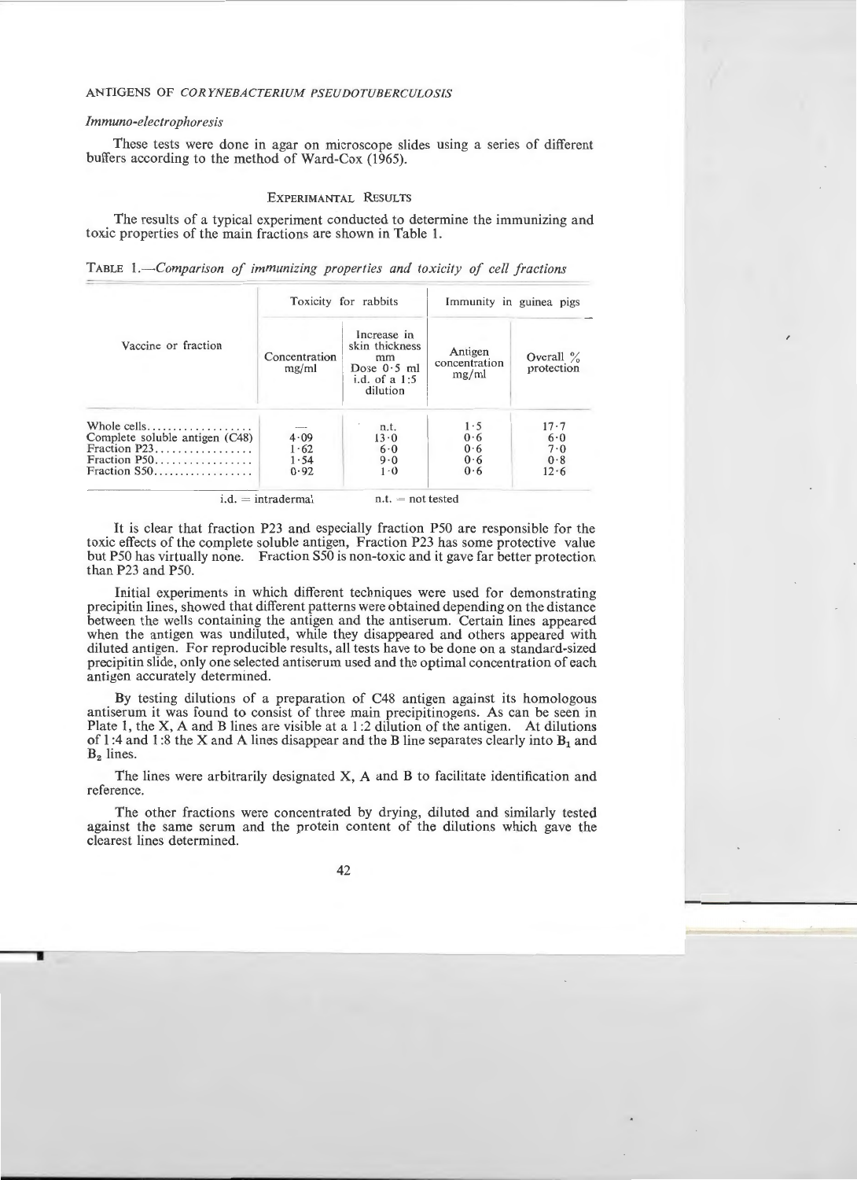*Immuno-electrophoresis*

These tests were done in agar on microscope slides using a series of different buffers according to the method of Ward-Cox (1965).

## EXPERIMANTAL RESULTS

The results of a typical experiment conducted to determine the immunizing and toxic properties of the main fractions are shown in Table 1.

TABLE 1.—*Comparison of immunizing properties and toxicity of cell fractions*

| Vaccine or fraction | Toxicity for rabbits | | Immunity in guinea pigs | |
|---|---|---|---|---|
| | Concentration mg/ml | Increase in skin thickness mm Dose 0·5 ml i.d. of a 1:5 dilution | Antigen concentration mg/ml | Overall % protection |
| Whole cells | — | n.t. | 1·5 | 17·7 |
| Complete soluble antigen (C48) | 4·09 | 13·0 | 0·6 | 6·0 |
| Fraction P23 | 1·62 | 6·0 | 0·6 | 7·0 |
| Fraction P50 | 1·54 | 9·0 | 0·6 | 0·8 |
| Fraction S50 | 0·92 | 1·0 | 0·6 | 12·6 |

i.d. = intradermal n.t. = not tested

It is clear that fraction P23 and especially fraction P50 are responsible for the toxic effects of the complete soluble antigen, Fraction P23 has some protective value but P50 has virtually none. Fraction S50 is non-toxic and it gave far better protection than P23 and P50.

Initial experiments in which different techniques were used for demonstrating precipitin lines, showed that different patterns were obtained depending on the distance between the wells containing the antigen and the antiserum. Certain lines appeared when the antigen was undiluted, while they disappeared and others appeared with diluted antigen. For reproducible results, all tests have to be done on a standard-sized precipitin slide, only one selected antiserum used and the optimal concentration of each antigen accurately determined.

By testing dilutions of a preparation of C48 antigen against its homologous antiserum it was found to consist of three main precipitinogens. As can be seen in Plate 1, the X, A and B lines are visible at a 1:2 dilution of the antigen. At dilutions of 1:4 and 1:8 the X and A lines disappear and the B line separates clearly into $B_1$ and $B_2$ lines.

The lines were arbitrarily designated X, A and B to facilitate identification and reference.

The other fractions were concentrated by drying, diluted and similarly tested against the same serum and the protein content of the dilutions which gave the clearest lines determined.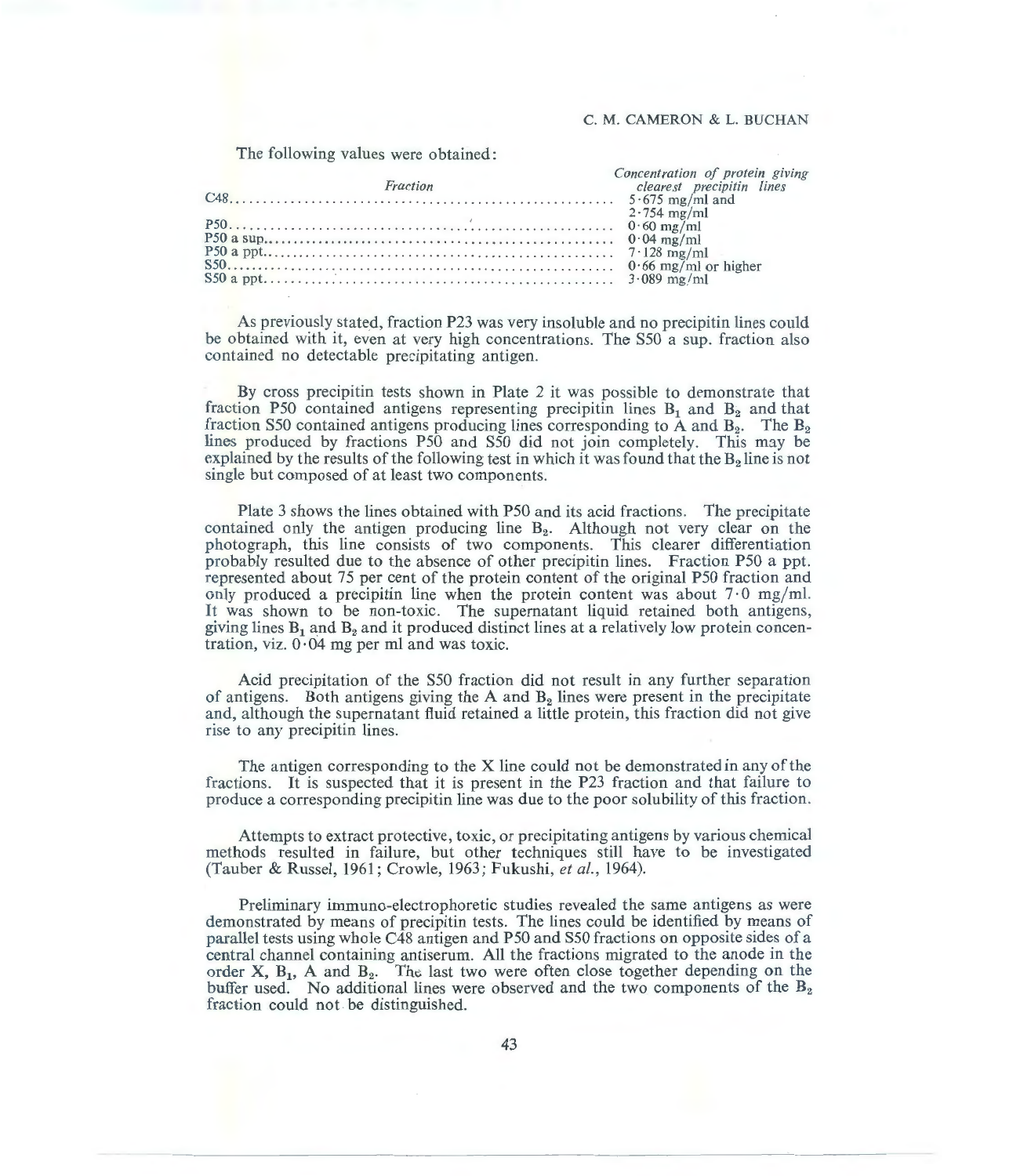The following values were obtained:

| Fraction | Concentration of protein giving clearest precipitin lines |
|---|---|
| C48 | 5·675 mg/ml and 2·754 mg/ml |
| P50 | 0·60 mg/ml |
| P50 a sup. | 0·04 mg/ml |
| P50 a ppt. | 7·128 mg/ml |
| S50 | 0·66 mg/ml or higher |
| S50 a ppt. | 3·089 mg/ml |

As previously stated, fraction P23 was very insoluble and no precipitin lines could be obtained with it, even at very high concentrations. The S50 a sup. fraction also contained no detectable precipitating antigen.

By cross precipitin tests shown in Plate 2 it was possible to demonstrate that fraction P50 contained antigens representing precipitin lines $B_1$ and $B_2$ and that fraction S50 contained antigens producing lines corresponding to A and $B_2$. The $B_2$ lines produced by fractions P50 and S50 did not join completely. This may be explained by the results of the following test in which it was found that the $B_2$ line is not single but composed of at least two components.

Plate 3 shows the lines obtained with P50 and its acid fractions. The precipitate contained only the antigen producing line $B_2$. Although not very clear on the photograph, this line consists of two components. This clearer differentiation probably resulted due to the absence of other precipitin lines. Fraction P50 a ppt. represented about 75 per cent of the protein content of the original P50 fraction and only produced a precipitin line when the protein content was about 7·0 mg/ml. It was shown to be non-toxic. The supernatant liquid retained both antigens, giving lines $B_1$ and $B_2$ and it produced distinct lines at a relatively low protein concentration, viz. 0·04 mg per ml and was toxic.

Acid precipitation of the S50 fraction did not result in any further separation of antigens. Both antigens giving the A and $B_2$ lines were present in the precipitate and, although the supernatant fluid retained a little protein, this fraction did not give rise to any precipitin lines.

The antigen corresponding to the X line could not be demonstrated in any of the fractions. It is suspected that it is present in the P23 fraction and that failure to produce a corresponding precipitin line was due to the poor solubility of this fraction.

Attempts to extract protective, toxic, or precipitating antigens by various chemical methods resulted in failure, but other techniques still have to be investigated (Tauber & Russel, 1961; Crowle, 1963; Fukushi, *et al.*, 1964).

Preliminary immuno-electrophoretic studies revealed the same antigens as were demonstrated by means of precipitin tests. The lines could be identified by means of parallel tests using whole C48 antigen and P50 and S50 fractions on opposite sides of a central channel containing antiserum. All the fractions migrated to the anode in the order X, $B_1$, A and $B_2$. The last two were often close together depending on the buffer used. No additional lines were observed and the two components of the $B_2$ fraction could not be distinguished.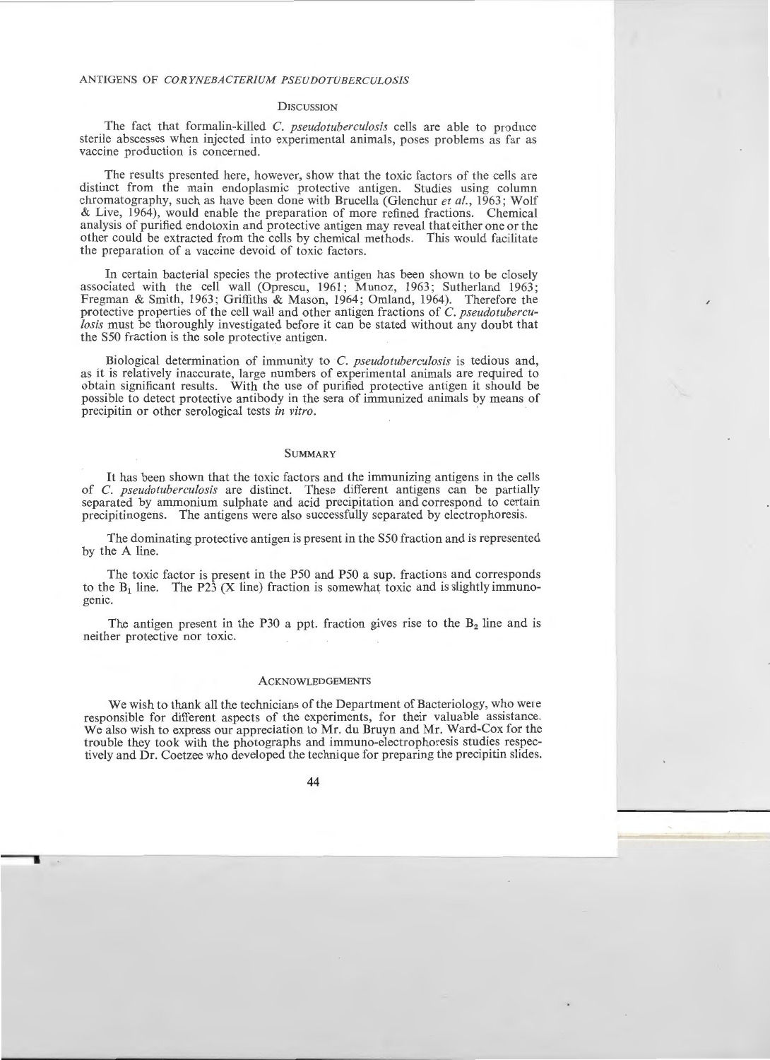## Discussion

The fact that formalin-killed *C. pseudotuberculosis* cells are able to produce sterile abscesses when injected into experimental animals, poses problems as far as vaccine production is concerned.

The results presented here, however, show that the toxic factors of the cells are distinct from the main endoplasmic protective antigen. Studies using column chromatography, such as have been done with Brucella (Glenchur *et al.*, 1963; Wolf & Live, 1964), would enable the preparation of more refined fractions. Chemical analysis of purified endotoxin and protective antigen may reveal that either one or the other could be extracted from the cells by chemical methods. This would facilitate the preparation of a vaccine devoid of toxic factors.

In certain bacterial species the protective antigen has been shown to be closely associated with the cell wall (Oprescu, 1961; Munoz, 1963; Sutherland 1963; Fregman & Smith, 1963; Griffiths & Mason, 1964; Omland, 1964). Therefore the protective properties of the cell wall and other antigen fractions of *C. pseudotuberculosis* must be thoroughly investigated before it can be stated without any doubt that the S50 fraction is the sole protective antigen.

Biological determination of immunity to *C. pseudotuberculosis* is tedious and, as it is relatively inaccurate, large numbers of experimental animals are required to obtain significant results. With the use of purified protective antigen it should be possible to detect protective antibody in the sera of immunized animals by means of precipitin or other serological tests *in vitro*.

## Summary

It has been shown that the toxic factors and the immunizing antigens in the cells of *C. pseudotuberculosis* are distinct. These different antigens can be partially separated by ammonium sulphate and acid precipitation and correspond to certain precipitinogens. The antigens were also successfully separated by electrophoresis.

The dominating protective antigen is present in the S50 fraction and is represented by the A line.

The toxic factor is present in the P50 and P50 a sup. fractions and corresponds to the $B_1$ line. The P23 (X line) fraction is somewhat toxic and is slightly immunogenic.

The antigen present in the P30 a ppt. fraction gives rise to the $B_2$ line and is neither protective nor toxic.

## Acknowledgements

We wish to thank all the technicians of the Department of Bacteriology, who were responsible for different aspects of the experiments, for their valuable assistance. We also wish to express our appreciation to Mr. du Bruyn and Mr. Ward-Cox for the trouble they took with the photographs and immuno-electrophoresis studies respectively and Dr. Coetzee who developed the technique for preparing the precipitin slides.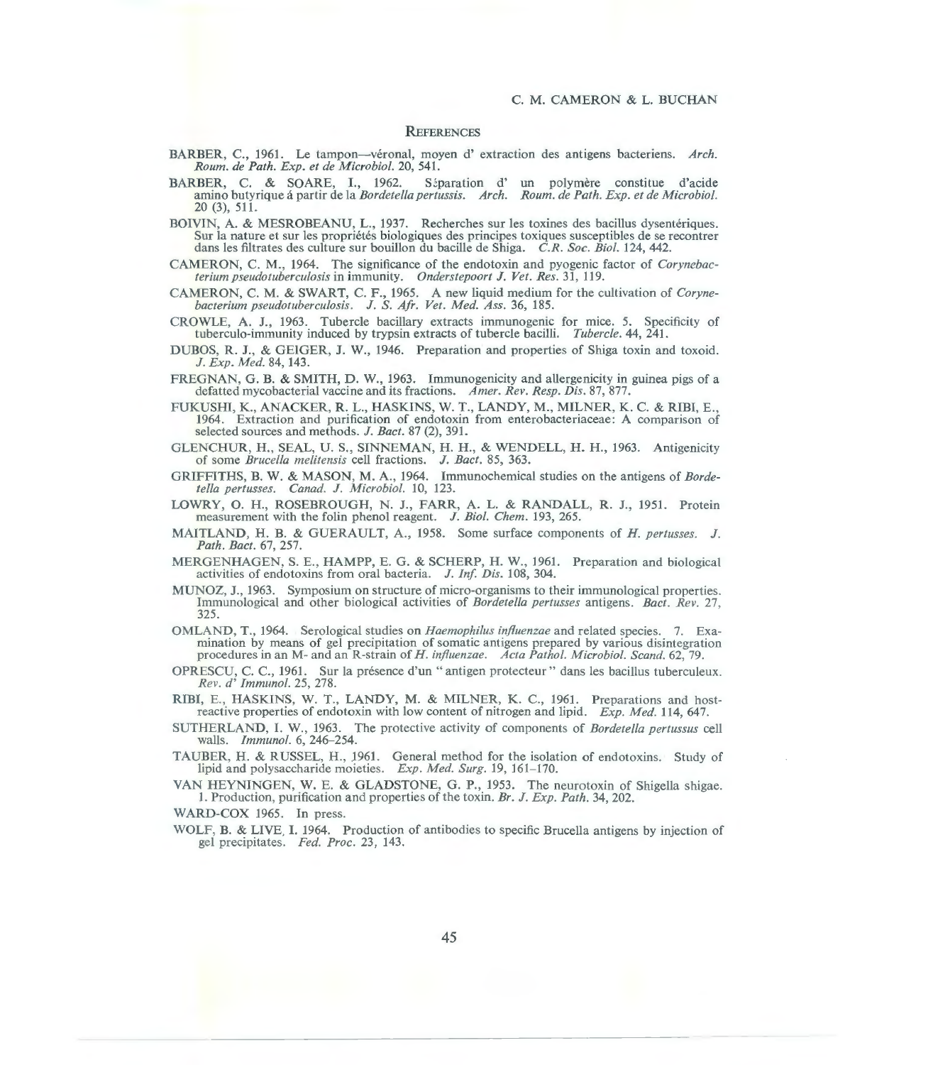## References

BARBER, C., 1961. Le tampon—véronal, moyen d' extraction des antigens bacteriens. *Arch. Roum. de Path. Exp. et de Microbiol.* 20, 541.

BARBER, C. & SOARE, I., 1962. Séparation d' un polymère constitue d'acide amino butyrique á partir de la *Bordetella pertussis*. *Arch. Roum. de Path. Exp. et de Microbiol.* 20 (3), 511.

BOIVIN, A. & MESROBEANU, L., 1937. Recherches sur les toxines des bacillus dysentériques. Sur la nature et sur les propriétés biologiques des principes toxiques susceptibles de se recontrer dans les filtrates des culture sur bouillon du bacille de Shiga. *C.R. Soc. Biol.* 124, 442.

CAMERON, C. M., 1964. The significance of the endotoxin and pyogenic factor of *Corynebacterium pseudotuberculosis* in immunity. *Onderstepoort J. Vet. Res.* 31, 119.

CAMERON, C. M. & SWART, C. F., 1965. A new liquid medium for the cultivation of *Corynebacterium pseudotuberculosis*. *J. S. Afr. Vet. Med. Ass.* 36, 185.

CROWLE, A. J., 1963. Tubercle bacillary extracts immunogenic for mice. 5. Specificity of tuberculo-immunity induced by trypsin extracts of tubercle bacilli. *Tubercle.* 44, 241.

DUBOS, R. J., & GEIGER, J. W., 1946. Preparation and properties of Shiga toxin and toxoid. *J. Exp. Med.* 84, 143.

FREGNAN, G. B. & SMITH, D. W., 1963. Immunogenicity and allergenicity in guinea pigs of a defatted mycobacterial vaccine and its fractions. *Amer. Rev. Resp. Dis.* 87, 877.

FUKUSHI, K., ANACKER, R. L., HASKINS, W. T., LANDY, M., MILNER, K. C. & RIBI, E., 1964. Extraction and purification of endotoxin from enterobacteriaceae: A comparison of selected sources and methods. *J. Bact.* 87 (2), 391.

GLENCHUR, H., SEAL, U. S., SINNEMAN, H. H., & WENDELL, H. H., 1963. Antigenicity of some *Brucella melitensis* cell fractions. *J. Bact.* 85, 363.

GRIFFITHS, B. W. & MASON, M. A., 1964. Immunochemical studies on the antigens of *Bordetella pertusses*. *Canad. J. Microbiol.* 10, 123.

LOWRY, O. H., ROSEBROUGH, N. J., FARR, A. L. & RANDALL, R. J., 1951. Protein measurement with the folin phenol reagent. *J. Biol. Chem.* 193, 265.

MAITLAND, H. B. & GUERAULT, A., 1958. Some surface components of *H. pertusses*. *J. Path. Bact.* 67, 257.

MERGENHAGEN, S. E., HAMPP, E. G. & SCHERP, H. W., 1961. Preparation and biological activities of endotoxins from oral bacteria. *J. Inf. Dis.* 108, 304.

MUNOZ, J., 1963. Symposium on structure of micro-organisms to their immunological properties. Immunological and other biological activities of *Bordetella pertusses* antigens. *Bact. Rev.* 27, 325.

OMLAND, T., 1964. Serological studies on *Haemophilus influenzae* and related species. 7. Examination by means of gel precipitation of somatic antigens prepared by various disintegration procedures in an M- and an R-strain of *H. influenzae*. *Acta Pathol. Microbiol. Scand.* 62, 79.

OPRESCU, C. C., 1961. Sur la présence d'un "antigen protecteur" dans les bacillus tuberculeux. *Rev. d' Immunol.* 25, 278.

RIBI, E., HASKINS, W. T., LANDY, M. & MILNER, K. C., 1961. Preparations and host-reactive properties of endotoxin with low content of nitrogen and lipid. *Exp. Med.* 114, 647.

SUTHERLAND, I. W., 1963. The protective activity of components of *Bordetella pertussus* cell walls. *Immunol.* 6, 246–254.

TAUBER, H. & RUSSEL, H., 1961. General method for the isolation of endotoxins. Study of lipid and polysaccharide moieties. *Exp. Med. Surg.* 19, 161–170.

VAN HEYNINGEN, W. E. & GLADSTONE, G. P., 1953. The neurotoxin of Shigella shigae. 1. Production, purification and properties of the toxin. *Br. J. Exp. Path.* 34, 202.

WARD-COX 1965. In press.

WOLF, B. & LIVE, I. 1964. Production of antibodies to specific Brucella antigens by injection of gel precipitates. *Fed. Proc.* 23, 143.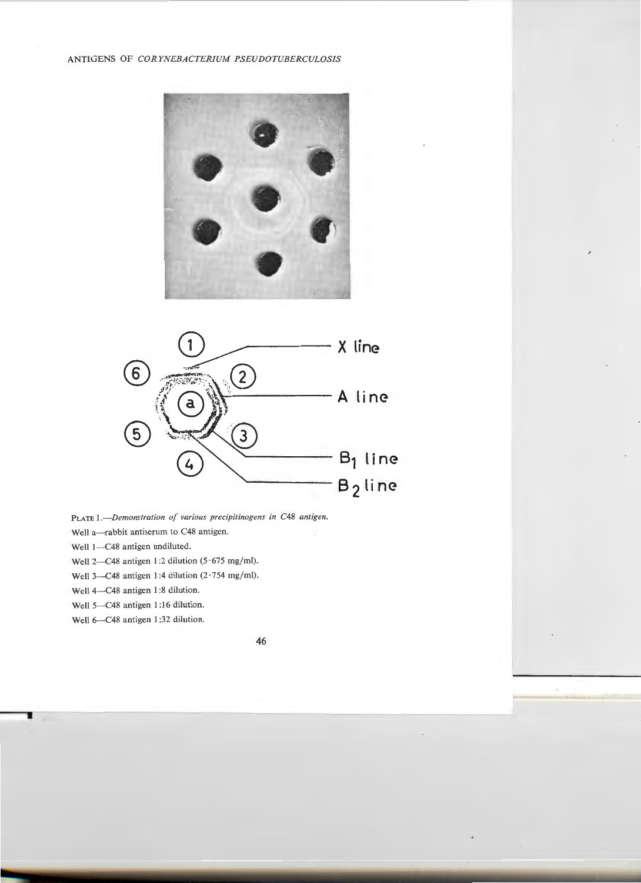PLATE 1.—*Demonstration of various precipitinogens in C48 antigen.*

Well a—rabbit antiserum to C48 antigen.

Well 1—C48 antigen undiluted.

Well 2—C48 antigen 1:2 dilution (5·675 mg/ml).

Well 3—C48 antigen 1:4 dilution (2·754 mg/ml).

Well 4—C48 antigen 1:8 dilution.

Well 5—C48 antigen 1:16 dilution.

Well 6—C48 antigen 1:32 dilution.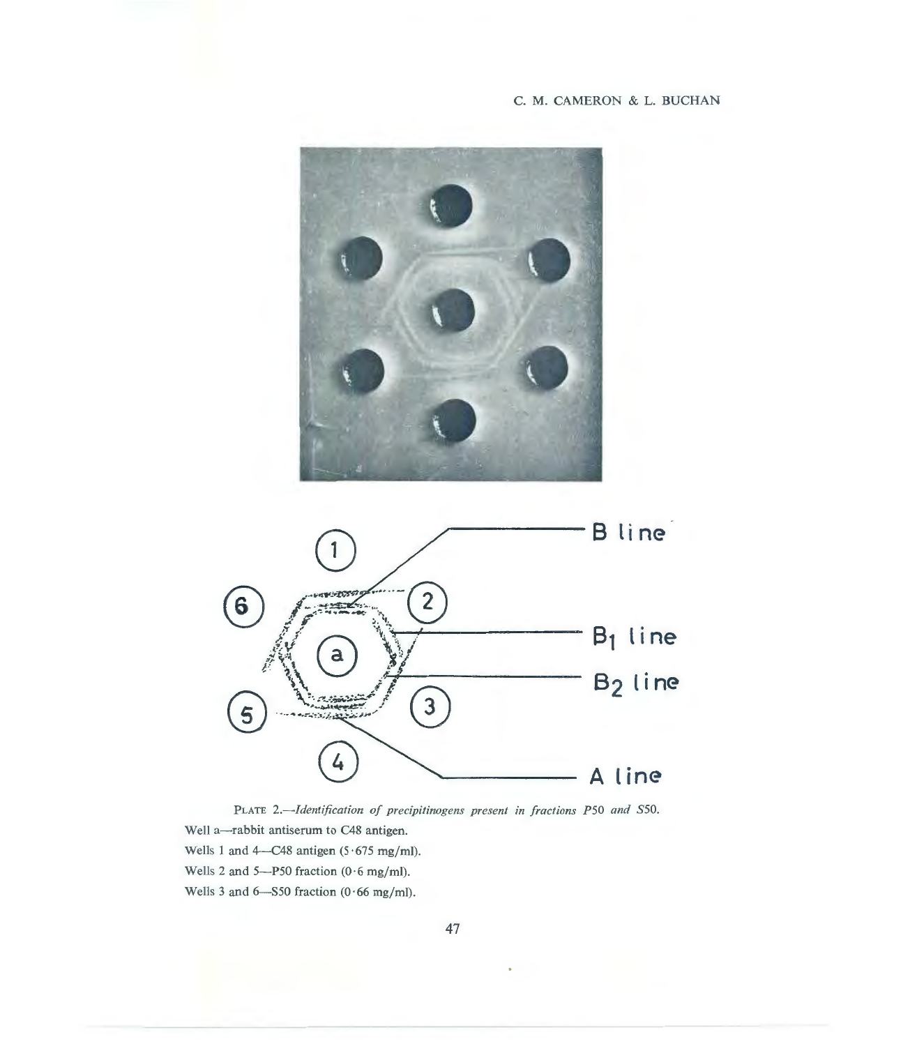PLATE 2.—*Identification of precipitinogens present in fractions P50 and S50.*

Well a—rabbit antiserum to C48 antigen.

Wells 1 and 4—C48 antigen (5·675 mg/ml).

Wells 2 and 5—P50 fraction (0·6 mg/ml).

Wells 3 and 6—S50 fraction (0·66 mg/ml).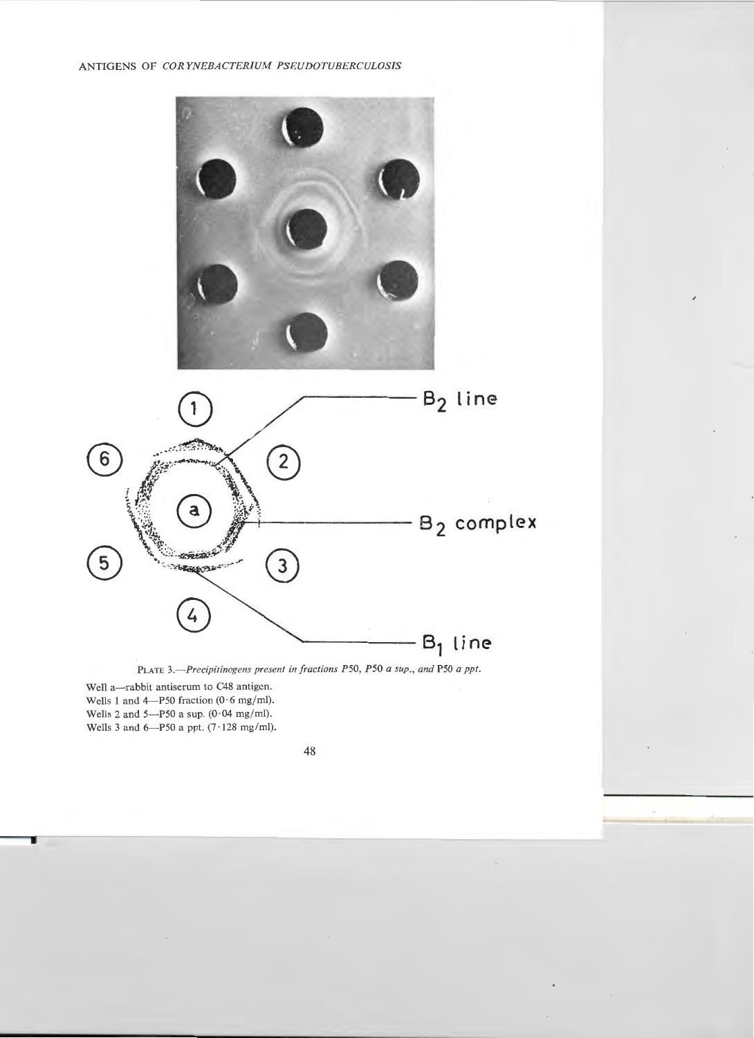1

6

2

a

5

3

4

B2 line

B2 complex

B1 line

PLATE 3.—*Precipitinogens present in fractions P50, P50 a sup., and P50 a ppt.*

Well a—rabbit antiserum to C48 antigen.
Wells 1 and 4—P50 fraction (0·6 mg/ml).
Wells 2 and 5—P50 a sup. (0·04 mg/ml).
Wells 3 and 6—P50 a ppt. (7·128 mg/ml).